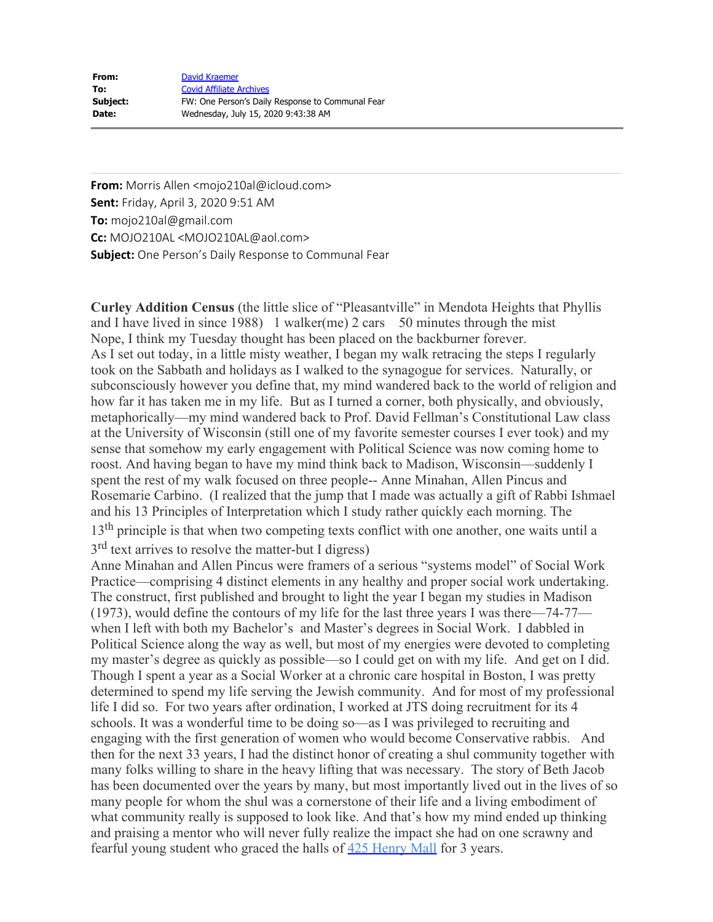| | |
|---|---|
| **From:** | David Kraemer |
| **To:** | Covid Affiliate Archives |
| **Subject:** | FW: One Person's Daily Response to Communal Fear |
| **Date:** | Wednesday, July 15, 2020 9:43:38 AM |

---

**From:** Morris Allen <mojo210al@icloud.com>
**Sent:** Friday, April 3, 2020 9:51 AM
**To:** mojo210al@gmail.com
**Cc:** MOJO210AL <MOJO210AL@aol.com>
**Subject:** One Person's Daily Response to Communal Fear

**Curley Addition Census** (the little slice of "Pleasantville" in Mendota Heights that Phyllis and I have lived in since 1988)   1 walker(me) 2 cars    50 minutes through the mist
Nope, I think my Tuesday thought has been placed on the backburner forever.
As I set out today, in a little misty weather, I began my walk retracing the steps I regularly took on the Sabbath and holidays as I walked to the synagogue for services. Naturally, or subconsciously however you define that, my mind wandered back to the world of religion and how far it has taken me in my life. But as I turned a corner, both physically, and obviously, metaphorically—my mind wandered back to Prof. David Fellman's Constitutional Law class at the University of Wisconsin (still one of my favorite semester courses I ever took) and my sense that somehow my early engagement with Political Science was now coming home to roost. And having began to have my mind think back to Madison, Wisconsin—suddenly I spent the rest of my walk focused on three people-- Anne Minahan, Allen Pincus and Rosemarie Carbino. (I realized that the jump that I made was actually a gift of Rabbi Ishmael and his 13 Principles of Interpretation which I study rather quickly each morning. The 13th principle is that when two competing texts conflict with one another, one waits until a 3rd text arrives to resolve the matter-but I digress)
Anne Minahan and Allen Pincus were framers of a serious "systems model" of Social Work Practice—comprising 4 distinct elements in any healthy and proper social work undertaking. The construct, first published and brought to light the year I began my studies in Madison (1973), would define the contours of my life for the last three years I was there—74-77—when I left with both my Bachelor's and Master's degrees in Social Work. I dabbled in Political Science along the way as well, but most of my energies were devoted to completing my master's degree as quickly as possible—so I could get on with my life. And get on I did. Though I spent a year as a Social Worker at a chronic care hospital in Boston, I was pretty determined to spend my life serving the Jewish community. And for most of my professional life I did so. For two years after ordination, I worked at JTS doing recruitment for its 4 schools. It was a wonderful time to be doing so—as I was privileged to recruiting and engaging with the first generation of women who would become Conservative rabbis. And then for the next 33 years, I had the distinct honor of creating a shul community together with many folks willing to share in the heavy lifting that was necessary. The story of Beth Jacob has been documented over the years by many, but most importantly lived out in the lives of so many people for whom the shul was a cornerstone of their life and a living embodiment of what community really is supposed to look like. And that's how my mind ended up thinking and praising a mentor who will never fully realize the impact she had on one scrawny and fearful young student who graced the halls of 425 Henry Mall for 3 years.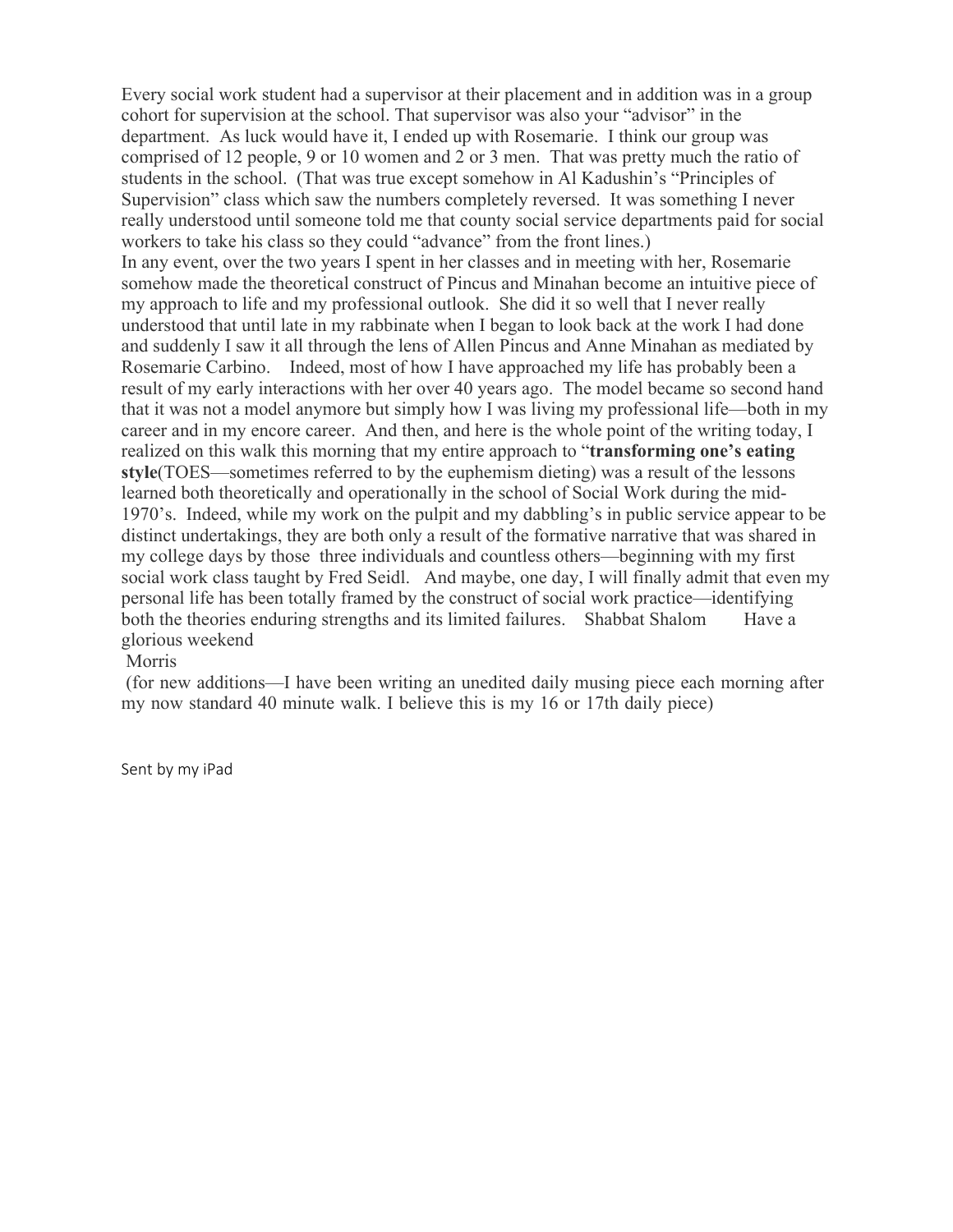Every social work student had a supervisor at their placement and in addition was in a group cohort for supervision at the school. That supervisor was also your "advisor" in the department. As luck would have it, I ended up with Rosemarie. I think our group was comprised of 12 people, 9 or 10 women and 2 or 3 men. That was pretty much the ratio of students in the school. (That was true except somehow in Al Kadushin's "Principles of Supervision" class which saw the numbers completely reversed. It was something I never really understood until someone told me that county social service departments paid for social workers to take his class so they could "advance" from the front lines.)

In any event, over the two years I spent in her classes and in meeting with her, Rosemarie somehow made the theoretical construct of Pincus and Minahan become an intuitive piece of my approach to life and my professional outlook. She did it so well that I never really understood that until late in my rabbinate when I began to look back at the work I had done and suddenly I saw it all through the lens of Allen Pincus and Anne Minahan as mediated by Rosemarie Carbino. Indeed, most of how I have approached my life has probably been a result of my early interactions with her over 40 years ago. The model became so second hand that it was not a model anymore but simply how I was living my professional life—both in my career and in my encore career. And then, and here is the whole point of the writing today, I realized on this walk this morning that my entire approach to "**transforming one's eating style**(TOES—sometimes referred to by the euphemism dieting) was a result of the lessons learned both theoretically and operationally in the school of Social Work during the mid-1970's. Indeed, while my work on the pulpit and my dabbling's in public service appear to be distinct undertakings, they are both only a result of the formative narrative that was shared in my college days by those three individuals and countless others—beginning with my first social work class taught by Fred Seidl. And maybe, one day, I will finally admit that even my personal life has been totally framed by the construct of social work practice—identifying both the theories enduring strengths and its limited failures. Shabbat Shalom Have a glorious weekend

Morris

(for new additions—I have been writing an unedited daily musing piece each morning after my now standard 40 minute walk. I believe this is my 16 or 17th daily piece)

Sent by my iPad